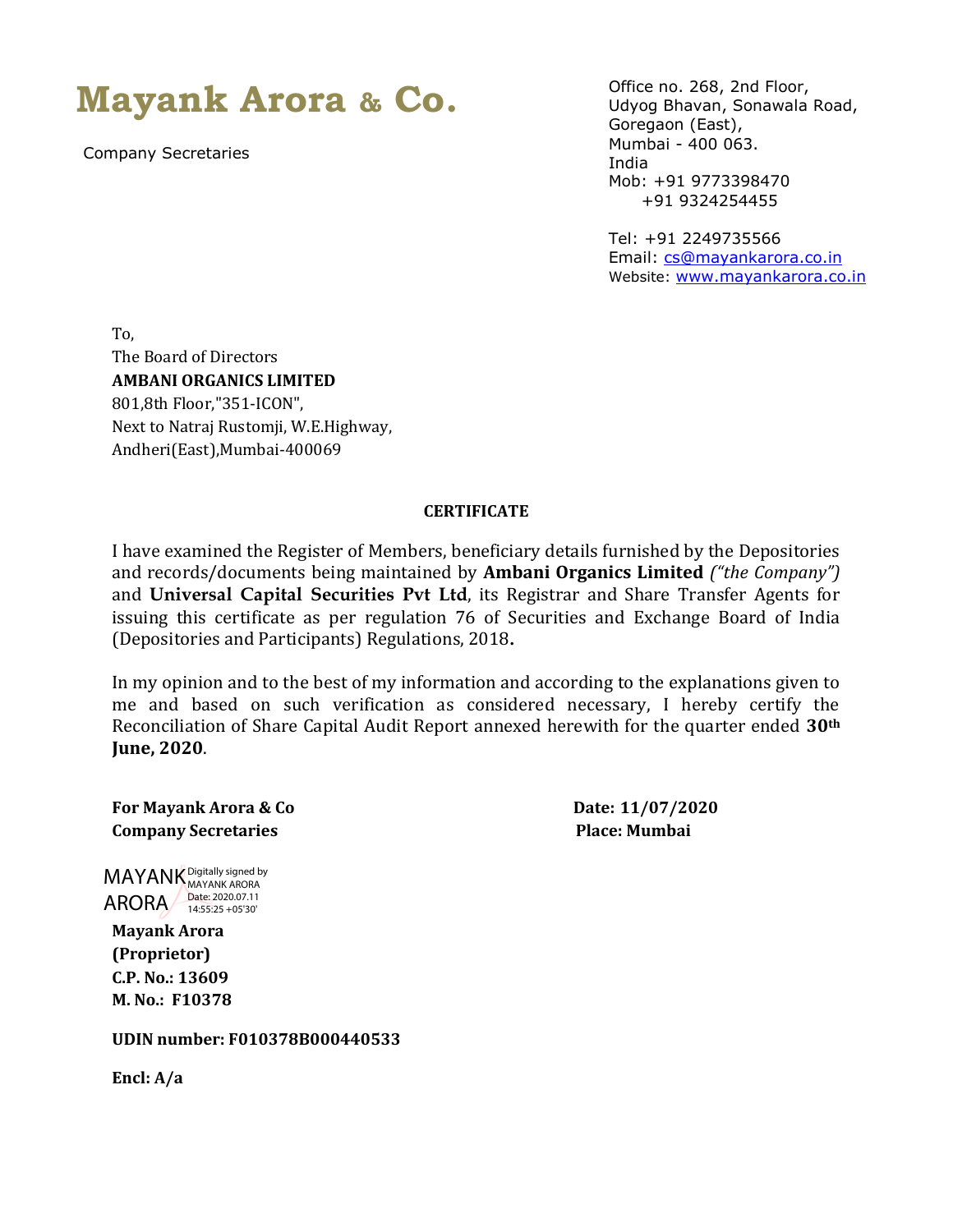# Mayank Arora & Co.

Company Secretaries

Office no. 268, 2nd Floor,
Udyog Bhavan, Sonawala Road,
Goregaon (East),
Mumbai - 400 063.
India
Mob: +91 9773398470
+91 9324254455

Tel: +91 2249735566
Email: cs@mayankarora.co.in
Website: www.mayankarora.co.in

To,
The Board of Directors
**AMBANI ORGANICS LIMITED**
801,8th Floor,"351-ICON",
Next to Natraj Rustomji, W.E.Highway,
Andheri(East),Mumbai-400069

**CERTIFICATE**

I have examined the Register of Members, beneficiary details furnished by the Depositories and records/documents being maintained by **Ambani Organics Limited** *("the Company")* and **Universal Capital Securities Pvt Ltd**, its Registrar and Share Transfer Agents for issuing this certificate as per regulation 76 of Securities and Exchange Board of India (Depositories and Participants) Regulations, 2018**.**

In my opinion and to the best of my information and according to the explanations given to me and based on such verification as considered necessary, I hereby certify the Reconciliation of Share Capital Audit Report annexed herewith for the quarter ended **30th June, 2020**.

**For Mayank Arora & Co**
**Company Secretaries**

**Date: 11/07/2020**
**Place: Mumbai**

MAYANK ARORA — Digitally signed by MAYANK ARORA Date: 2020.07.11 14:55:25 +05'30'

**Mayank Arora**
**(Proprietor)**
**C.P. No.: 13609**
**M. No.: F10378**

**UDIN number: F010378B000440533**

**Encl: A/a**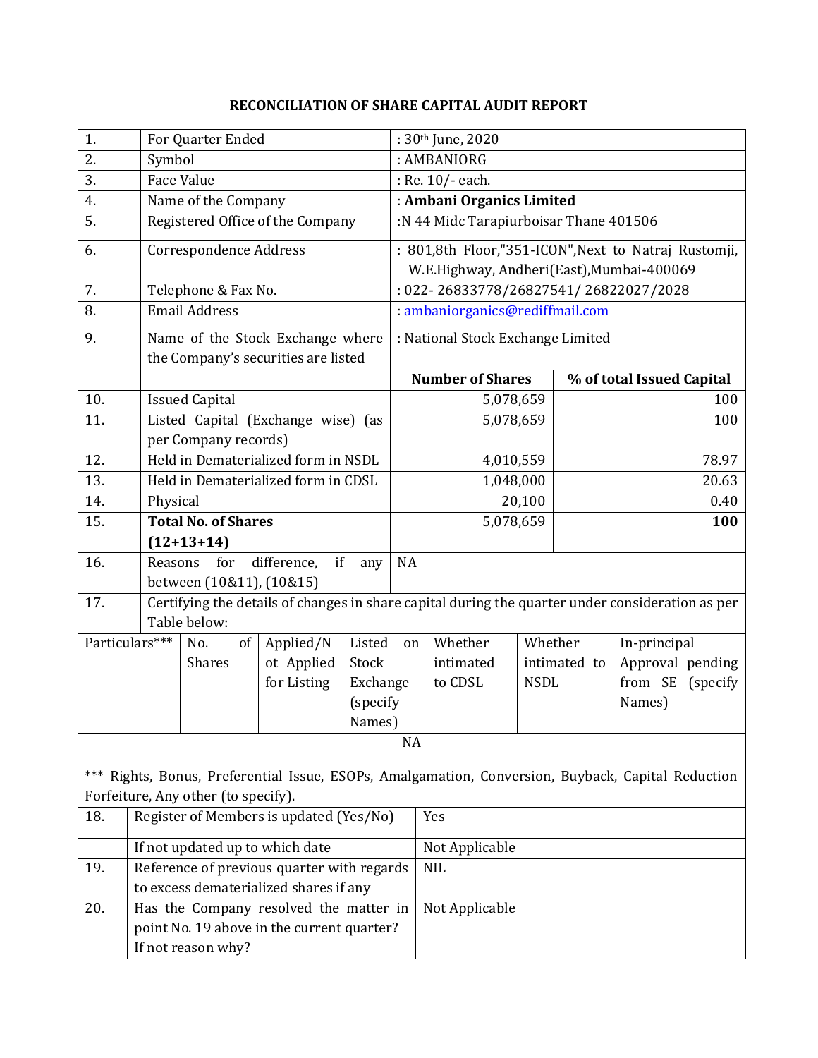# RECONCILIATION OF SHARE CAPITAL AUDIT REPORT

| | | | |
|---|---|---|---|
| 1. | For Quarter Ended | : 30th June, 2020 | |
| 2. | Symbol | : AMBANIORG | |
| 3. | Face Value | : Re. 10/- each. | |
| 4. | Name of the Company | : **Ambani Organics Limited** | |
| 5. | Registered Office of the Company | :N 44 Midc Tarapiurboisar Thane 401506 | |
| 6. | Correspondence Address | : 801,8th Floor,"351-ICON",Next to Natraj Rustomji, W.E.Highway, Andheri(East),Mumbai-400069 | |
| 7. | Telephone & Fax No. | : 022- 26833778/26827541/ 26822027/2028 | |
| 8. | Email Address | : ambaniorganics@rediffmail.com | |
| 9. | Name of the Stock Exchange where the Company's securities are listed | : National Stock Exchange Limited | |
| | | **Number of Shares** | **% of total Issued Capital** |
| 10. | Issued Capital | 5,078,659 | 100 |
| 11. | Listed Capital (Exchange wise) (as per Company records) | 5,078,659 | 100 |
| 12. | Held in Dematerialized form in NSDL | 4,010,559 | 78.97 |
| 13. | Held in Dematerialized form in CDSL | 1,048,000 | 20.63 |
| 14. | Physical | 20,100 | 0.40 |
| 15. | **Total No. of Shares (12+13+14)** | 5,078,659 | **100** |
| 16. | Reasons for difference, if any between (10&11), (10&15) | NA | |
| 17. | Certifying the details of changes in share capital during the quarter under consideration as per Table below: | | |

| Particulars*** | No. of Shares | Applied/Not Applied for Listing | Listed on Stock Exchange (specify Names) | Whether intimated to CDSL | Whether intimated to NSDL | In-principal Approval pending from SE (specify Names) |
|---|---|---|---|---|---|---|
| NA | | | | | | |

*** Rights, Bonus, Preferential Issue, ESOPs, Amalgamation, Conversion, Buyback, Capital Reduction Forfeiture, Any other (to specify).

| | | |
|---|---|---|
| 18. | Register of Members is updated (Yes/No) | Yes |
| | If not updated up to which date | Not Applicable |
| 19. | Reference of previous quarter with regards to excess dematerialized shares if any | NIL |
| 20. | Has the Company resolved the matter in point No. 19 above in the current quarter? If not reason why? | Not Applicable |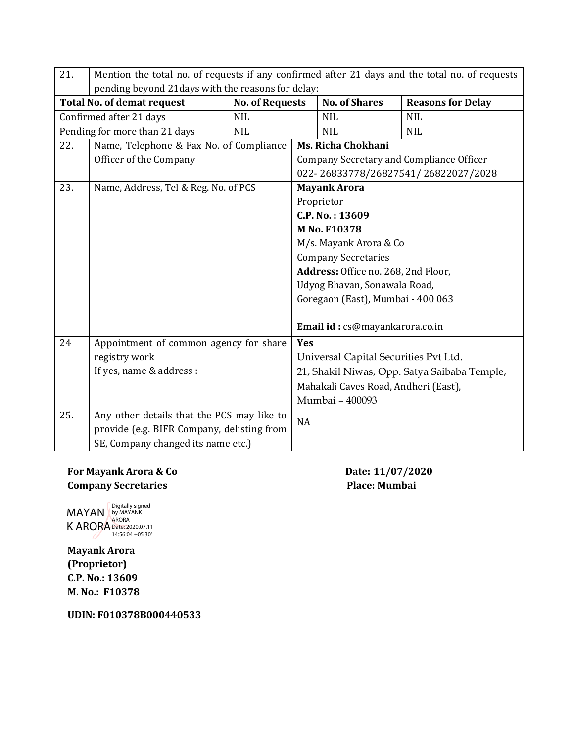| | | | | |
|---|---|---|---|---|
| 21. | Mention the total no. of requests if any confirmed after 21 days and the total no. of requests pending beyond 21days with the reasons for delay: | | | |
| **Total No. of demat request** | | **No. of Requests** | **No. of Shares** | **Reasons for Delay** |
| Confirmed after 21 days | | NIL | NIL | NIL |
| Pending for more than 21 days | | NIL | NIL | NIL |
| 22. | Name, Telephone & Fax No. of Compliance Officer of the Company | **Ms. Richa Chokhani**<br>Company Secretary and Compliance Officer<br>022- 26833778/26827541/ 26822027/2028 | | |
| 23. | Name, Address, Tel & Reg. No. of PCS | **Mayank Arora**<br>Proprietor<br>**C.P. No. : 13609**<br>**M No. F10378**<br>M/s. Mayank Arora & Co<br>Company Secretaries<br>**Address:** Office no. 268, 2nd Floor,<br>Udyog Bhavan, Sonawala Road,<br>Goregaon (East), Mumbai - 400 063<br><br>**Email id :** cs@mayankarora.co.in | | |
| 24 | Appointment of common agency for share registry work<br>If yes, name & address : | **Yes**<br>Universal Capital Securities Pvt Ltd.<br>21, Shakil Niwas, Opp. Satya Saibaba Temple,<br>Mahakali Caves Road, Andheri (East),<br>Mumbai – 400093 | | |
| 25. | Any other details that the PCS may like to provide (e.g. BIFR Company, delisting from SE, Company changed its name etc.) | NA | | |

**For Mayank Arora & Co**
**Company Secretaries**

**Date: 11/07/2020**
**Place: Mumbai**

MAYANK ARORA
Digitally signed by MAYANK ARORA
Date: 2020.07.11 14:56:04 +05'30'

**Mayank Arora**
**(Proprietor)**
**C.P. No.: 13609**
**M. No.: F10378**

**UDIN: F010378B000440533**